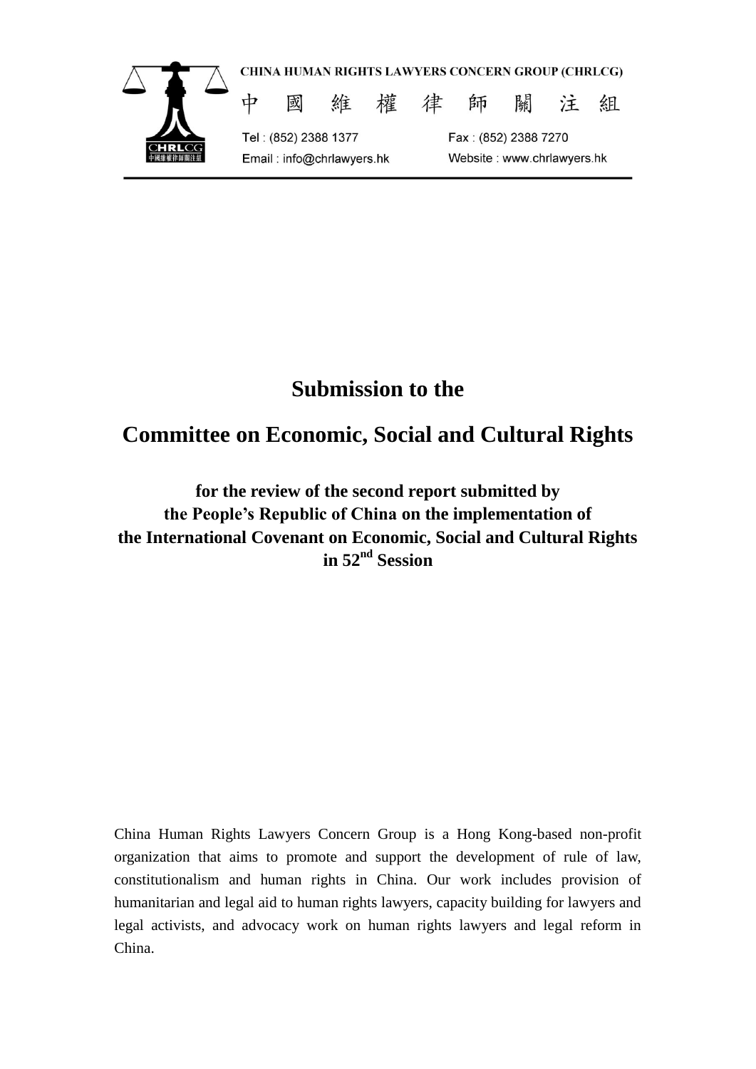CHINA HUMAN RIGHTS LAWYERS CONCERN GROUP (CHRLCG)

中　國　維　權　律　師　關　注　組

Tel : (852) 2388 1377　　Fax : (852) 2388 7270

Email : info@chrlawyers.hk　　Website : www.chrlawyers.hk

# Submission to the

# Committee on Economic, Social and Cultural Rights

**for the review of the second report submitted by the People's Republic of China on the implementation of the International Covenant on Economic, Social and Cultural Rights in 52nd Session**

China Human Rights Lawyers Concern Group is a Hong Kong-based non-profit organization that aims to promote and support the development of rule of law, constitutionalism and human rights in China. Our work includes provision of humanitarian and legal aid to human rights lawyers, capacity building for lawyers and legal activists, and advocacy work on human rights lawyers and legal reform in China.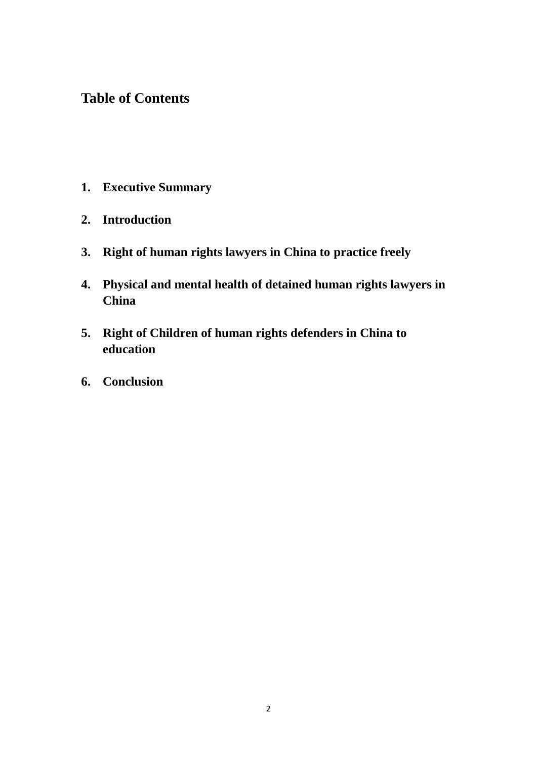## Table of Contents

1. **Executive Summary**
2. **Introduction**
3. **Right of human rights lawyers in China to practice freely**
4. **Physical and mental health of detained human rights lawyers in China**
5. **Right of Children of human rights defenders in China to education**
6. **Conclusion**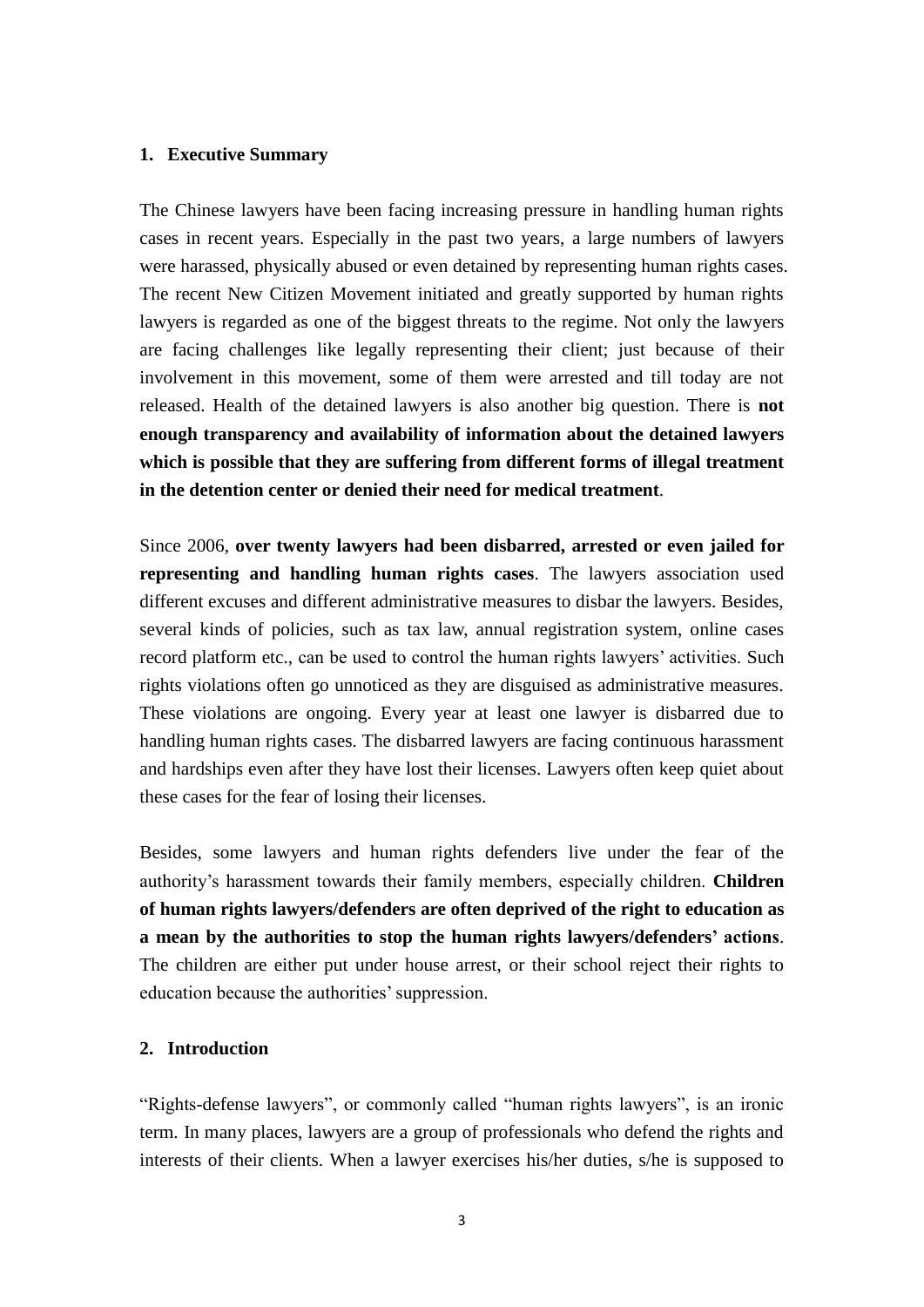## 1. Executive Summary

The Chinese lawyers have been facing increasing pressure in handling human rights cases in recent years. Especially in the past two years, a large numbers of lawyers were harassed, physically abused or even detained by representing human rights cases. The recent New Citizen Movement initiated and greatly supported by human rights lawyers is regarded as one of the biggest threats to the regime. Not only the lawyers are facing challenges like legally representing their client; just because of their involvement in this movement, some of them were arrested and till today are not released. Health of the detained lawyers is also another big question. There is **not enough transparency and availability of information about the detained lawyers which is possible that they are suffering from different forms of illegal treatment in the detention center or denied their need for medical treatment**.

Since 2006, **over twenty lawyers had been disbarred, arrested or even jailed for representing and handling human rights cases**. The lawyers association used different excuses and different administrative measures to disbar the lawyers. Besides, several kinds of policies, such as tax law, annual registration system, online cases record platform etc., can be used to control the human rights lawyers' activities. Such rights violations often go unnoticed as they are disguised as administrative measures. These violations are ongoing. Every year at least one lawyer is disbarred due to handling human rights cases. The disbarred lawyers are facing continuous harassment and hardships even after they have lost their licenses. Lawyers often keep quiet about these cases for the fear of losing their licenses.

Besides, some lawyers and human rights defenders live under the fear of the authority's harassment towards their family members, especially children. **Children of human rights lawyers/defenders are often deprived of the right to education as a mean by the authorities to stop the human rights lawyers/defenders' actions**. The children are either put under house arrest, or their school reject their rights to education because the authorities' suppression.

## 2. Introduction

"Rights-defense lawyers", or commonly called "human rights lawyers", is an ironic term. In many places, lawyers are a group of professionals who defend the rights and interests of their clients. When a lawyer exercises his/her duties, s/he is supposed to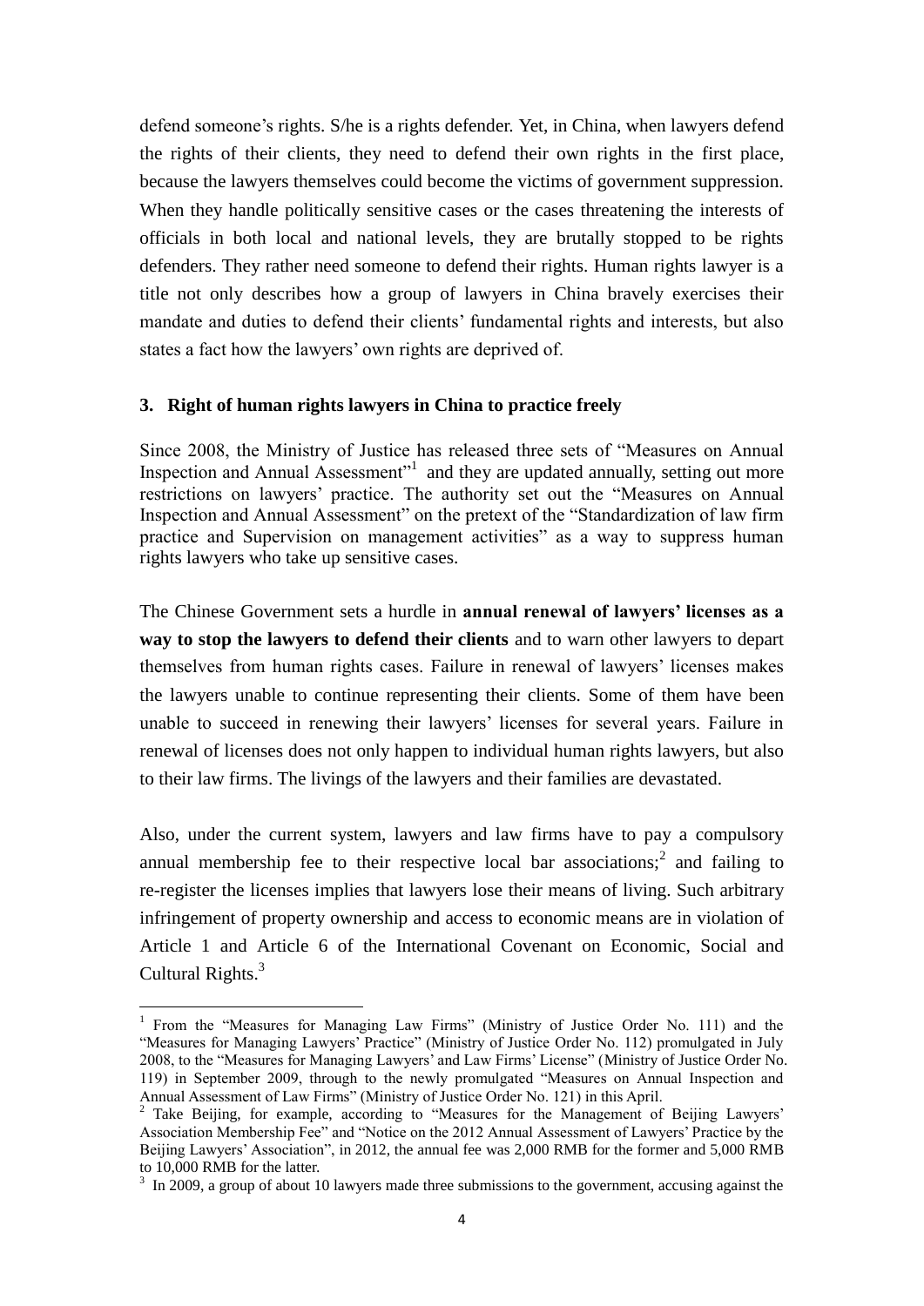defend someone's rights. S/he is a rights defender. Yet, in China, when lawyers defend the rights of their clients, they need to defend their own rights in the first place, because the lawyers themselves could become the victims of government suppression. When they handle politically sensitive cases or the cases threatening the interests of officials in both local and national levels, they are brutally stopped to be rights defenders. They rather need someone to defend their rights. Human rights lawyer is a title not only describes how a group of lawyers in China bravely exercises their mandate and duties to defend their clients' fundamental rights and interests, but also states a fact how the lawyers' own rights are deprived of.

### 3. Right of human rights lawyers in China to practice freely

Since 2008, the Ministry of Justice has released three sets of "Measures on Annual Inspection and Annual Assessment"[1] and they are updated annually, setting out more restrictions on lawyers' practice. The authority set out the "Measures on Annual Inspection and Annual Assessment" on the pretext of the "Standardization of law firm practice and Supervision on management activities" as a way to suppress human rights lawyers who take up sensitive cases.

The Chinese Government sets a hurdle in **annual renewal of lawyers' licenses as a way to stop the lawyers to defend their clients** and to warn other lawyers to depart themselves from human rights cases. Failure in renewal of lawyers' licenses makes the lawyers unable to continue representing their clients. Some of them have been unable to succeed in renewing their lawyers' licenses for several years. Failure in renewal of licenses does not only happen to individual human rights lawyers, but also to their law firms. The livings of the lawyers and their families are devastated.

Also, under the current system, lawyers and law firms have to pay a compulsory annual membership fee to their respective local bar associations;[2] and failing to re-register the licenses implies that lawyers lose their means of living. Such arbitrary infringement of property ownership and access to economic means are in violation of Article 1 and Article 6 of the International Covenant on Economic, Social and Cultural Rights.[3]

---

[1] From the "Measures for Managing Law Firms" (Ministry of Justice Order No. 111) and the "Measures for Managing Lawyers' Practice" (Ministry of Justice Order No. 112) promulgated in July 2008, to the "Measures for Managing Lawyers' and Law Firms' License" (Ministry of Justice Order No. 119) in September 2009, through to the newly promulgated "Measures on Annual Inspection and Annual Assessment of Law Firms" (Ministry of Justice Order No. 121) in this April.

[2] Take Beijing, for example, according to "Measures for the Management of Beijing Lawyers' Association Membership Fee" and "Notice on the 2012 Annual Assessment of Lawyers' Practice by the Beijing Lawyers' Association", in 2012, the annual fee was 2,000 RMB for the former and 5,000 RMB to 10,000 RMB for the latter.

[3] In 2009, a group of about 10 lawyers made three submissions to the government, accusing against the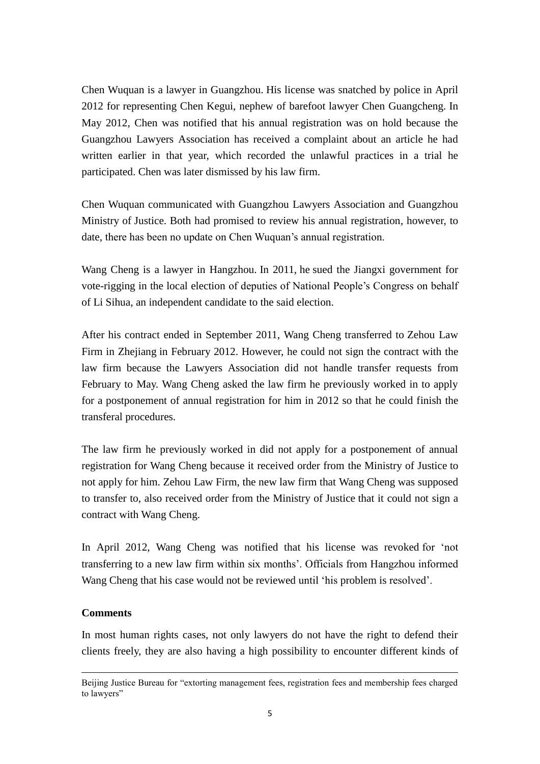Chen Wuquan is a lawyer in Guangzhou. His license was snatched by police in April 2012 for representing Chen Kegui, nephew of barefoot lawyer Chen Guangcheng. In May 2012, Chen was notified that his annual registration was on hold because the Guangzhou Lawyers Association has received a complaint about an article he had written earlier in that year, which recorded the unlawful practices in a trial he participated. Chen was later dismissed by his law firm.

Chen Wuquan communicated with Guangzhou Lawyers Association and Guangzhou Ministry of Justice. Both had promised to review his annual registration, however, to date, there has been no update on Chen Wuquan's annual registration.

Wang Cheng is a lawyer in Hangzhou. In 2011, he sued the Jiangxi government for vote-rigging in the local election of deputies of National People's Congress on behalf of Li Sihua, an independent candidate to the said election.

After his contract ended in September 2011, Wang Cheng transferred to Zehou Law Firm in Zhejiang in February 2012. However, he could not sign the contract with the law firm because the Lawyers Association did not handle transfer requests from February to May. Wang Cheng asked the law firm he previously worked in to apply for a postponement of annual registration for him in 2012 so that he could finish the transferal procedures.

The law firm he previously worked in did not apply for a postponement of annual registration for Wang Cheng because it received order from the Ministry of Justice to not apply for him. Zehou Law Firm, the new law firm that Wang Cheng was supposed to transfer to, also received order from the Ministry of Justice that it could not sign a contract with Wang Cheng.

In April 2012, Wang Cheng was notified that his license was revoked for 'not transferring to a new law firm within six months'. Officials from Hangzhou informed Wang Cheng that his case would not be reviewed until 'his problem is resolved'.

**Comments**

In most human rights cases, not only lawyers do not have the right to defend their clients freely, they are also having a high possibility to encounter different kinds of

---

Beijing Justice Bureau for "extorting management fees, registration fees and membership fees charged to lawyers"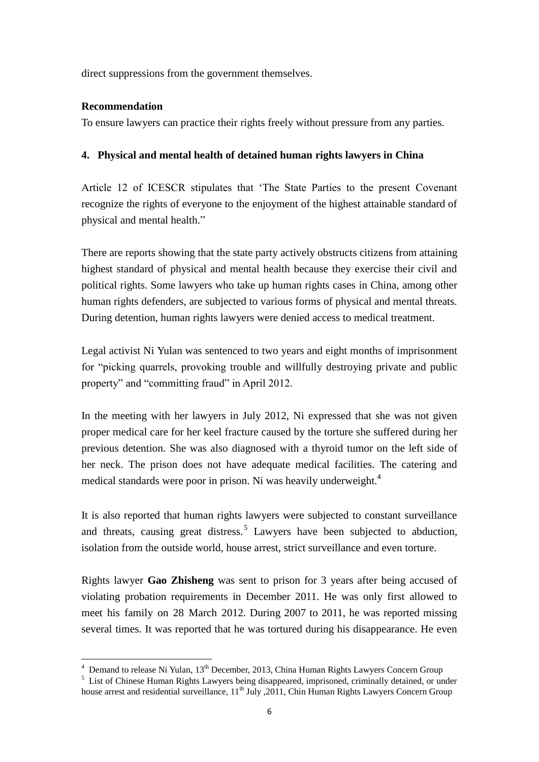direct suppressions from the government themselves.

**Recommendation**

To ensure lawyers can practice their rights freely without pressure from any parties.

**4. Physical and mental health of detained human rights lawyers in China**

Article 12 of ICESCR stipulates that 'The State Parties to the present Covenant recognize the rights of everyone to the enjoyment of the highest attainable standard of physical and mental health."

There are reports showing that the state party actively obstructs citizens from attaining highest standard of physical and mental health because they exercise their civil and political rights. Some lawyers who take up human rights cases in China, among other human rights defenders, are subjected to various forms of physical and mental threats. During detention, human rights lawyers were denied access to medical treatment.

Legal activist Ni Yulan was sentenced to two years and eight months of imprisonment for "picking quarrels, provoking trouble and willfully destroying private and public property" and "committing fraud" in April 2012.

In the meeting with her lawyers in July 2012, Ni expressed that she was not given proper medical care for her keel fracture caused by the torture she suffered during her previous detention. She was also diagnosed with a thyroid tumor on the left side of her neck. The prison does not have adequate medical facilities. The catering and medical standards were poor in prison. Ni was heavily underweight.[4]

It is also reported that human rights lawyers were subjected to constant surveillance and threats, causing great distress.[5] Lawyers have been subjected to abduction, isolation from the outside world, house arrest, strict surveillance and even torture.

Rights lawyer **Gao Zhisheng** was sent to prison for 3 years after being accused of violating probation requirements in December 2011. He was only first allowed to meet his family on 28 March 2012. During 2007 to 2011, he was reported missing several times. It was reported that he was tortured during his disappearance. He even

---

[4] Demand to release Ni Yulan, 13th December, 2013, China Human Rights Lawyers Concern Group

[5] List of Chinese Human Rights Lawyers being disappeared, imprisoned, criminally detained, or under house arrest and residential surveillance, 11th July ,2011, Chin Human Rights Lawyers Concern Group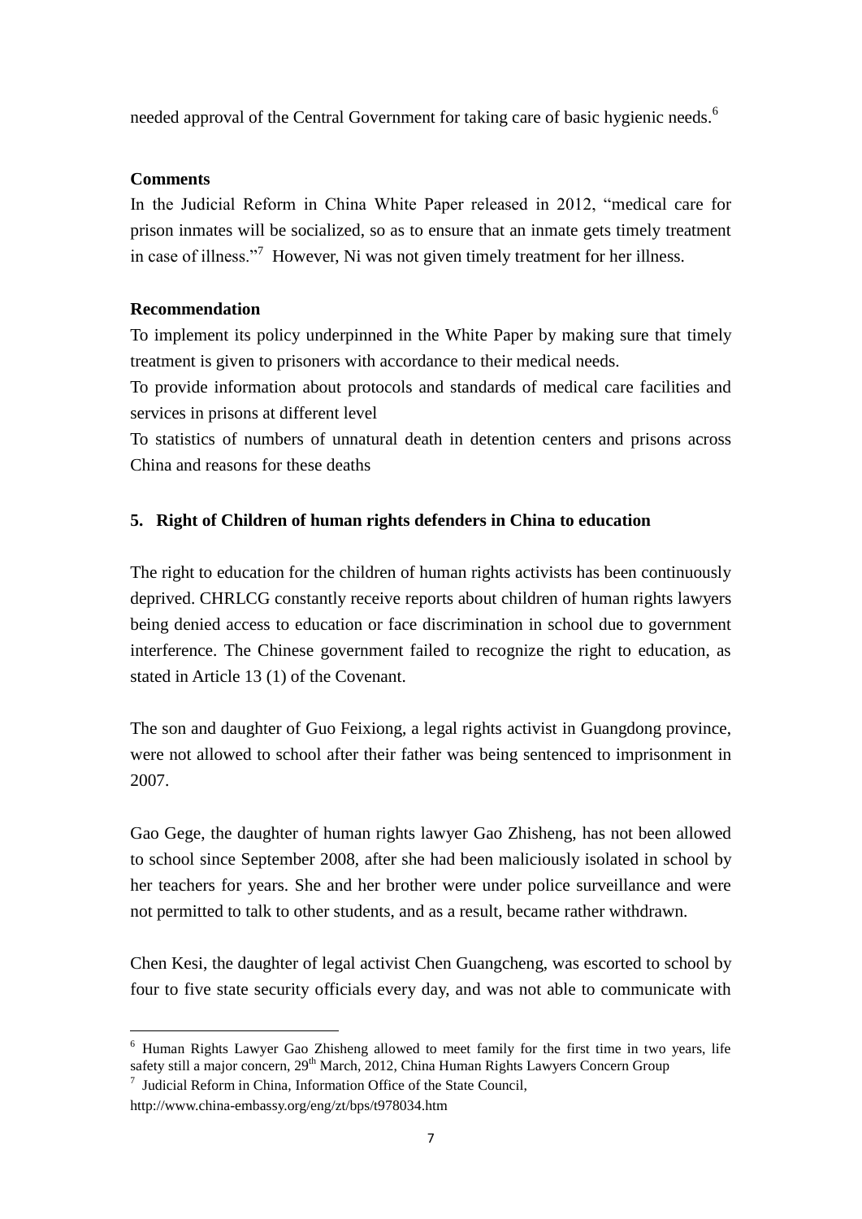needed approval of the Central Government for taking care of basic hygienic needs.[6]

**Comments**

In the Judicial Reform in China White Paper released in 2012, "medical care for prison inmates will be socialized, so as to ensure that an inmate gets timely treatment in case of illness."[7] However, Ni was not given timely treatment for her illness.

**Recommendation**

To implement its policy underpinned in the White Paper by making sure that timely treatment is given to prisoners with accordance to their medical needs.

To provide information about protocols and standards of medical care facilities and services in prisons at different level

To statistics of numbers of unnatural death in detention centers and prisons across China and reasons for these deaths

**5. Right of Children of human rights defenders in China to education**

The right to education for the children of human rights activists has been continuously deprived. CHRLCG constantly receive reports about children of human rights lawyers being denied access to education or face discrimination in school due to government interference. The Chinese government failed to recognize the right to education, as stated in Article 13 (1) of the Covenant.

The son and daughter of Guo Feixiong, a legal rights activist in Guangdong province, were not allowed to school after their father was being sentenced to imprisonment in 2007.

Gao Gege, the daughter of human rights lawyer Gao Zhisheng, has not been allowed to school since September 2008, after she had been maliciously isolated in school by her teachers for years. She and her brother were under police surveillance and were not permitted to talk to other students, and as a result, became rather withdrawn.

Chen Kesi, the daughter of legal activist Chen Guangcheng, was escorted to school by four to five state security officials every day, and was not able to communicate with

---

[6] Human Rights Lawyer Gao Zhisheng allowed to meet family for the first time in two years, life safety still a major concern, 29th March, 2012, China Human Rights Lawyers Concern Group

[7] Judicial Reform in China, Information Office of the State Council, http://www.china-embassy.org/eng/zt/bps/t978034.htm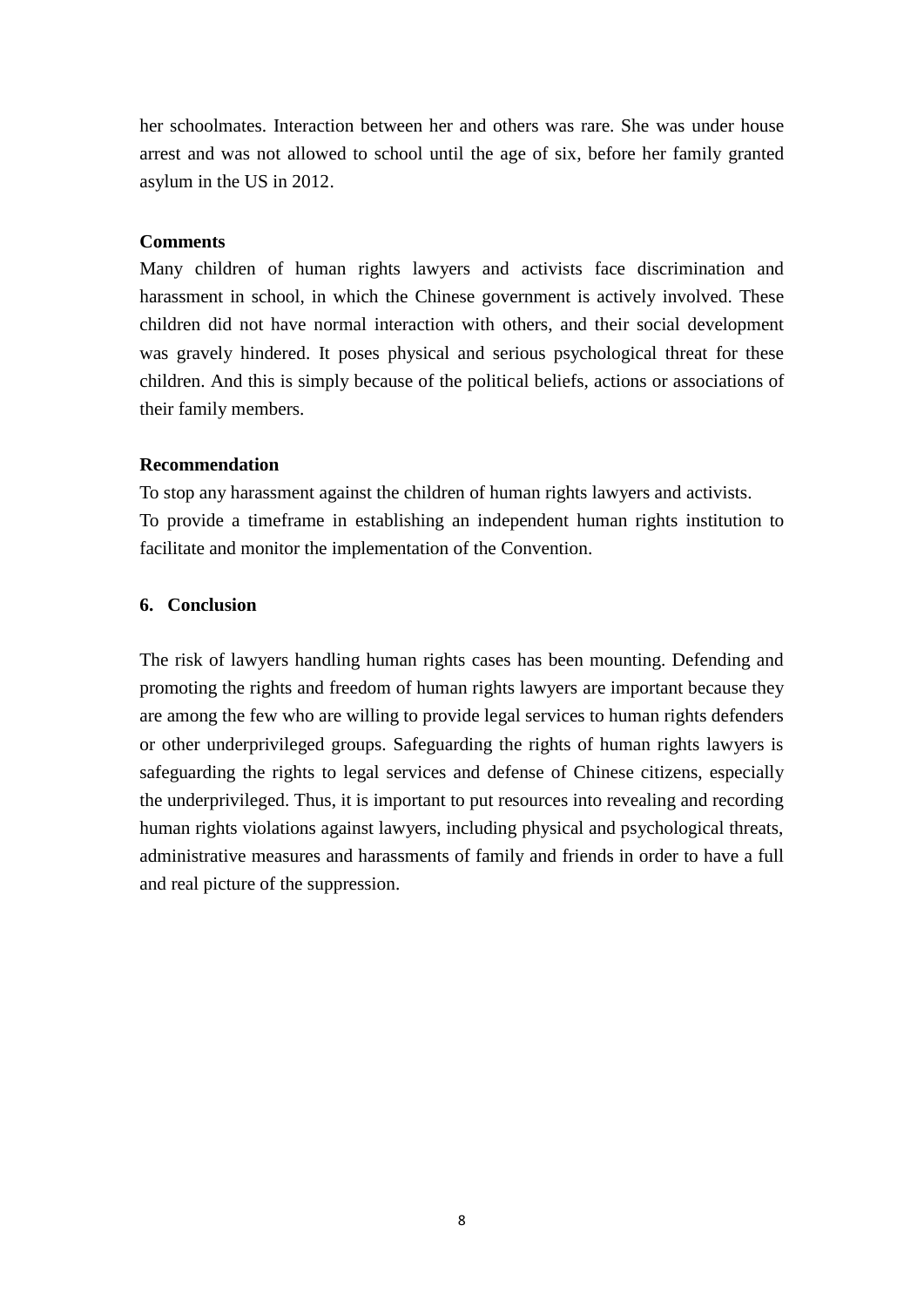her schoolmates. Interaction between her and others was rare. She was under house arrest and was not allowed to school until the age of six, before her family granted asylum in the US in 2012.

**Comments**

Many children of human rights lawyers and activists face discrimination and harassment in school, in which the Chinese government is actively involved. These children did not have normal interaction with others, and their social development was gravely hindered. It poses physical and serious psychological threat for these children. And this is simply because of the political beliefs, actions or associations of their family members.

**Recommendation**

To stop any harassment against the children of human rights lawyers and activists.
To provide a timeframe in establishing an independent human rights institution to facilitate and monitor the implementation of the Convention.

## 6. Conclusion

The risk of lawyers handling human rights cases has been mounting. Defending and promoting the rights and freedom of human rights lawyers are important because they are among the few who are willing to provide legal services to human rights defenders or other underprivileged groups. Safeguarding the rights of human rights lawyers is safeguarding the rights to legal services and defense of Chinese citizens, especially the underprivileged. Thus, it is important to put resources into revealing and recording human rights violations against lawyers, including physical and psychological threats, administrative measures and harassments of family and friends in order to have a full and real picture of the suppression.